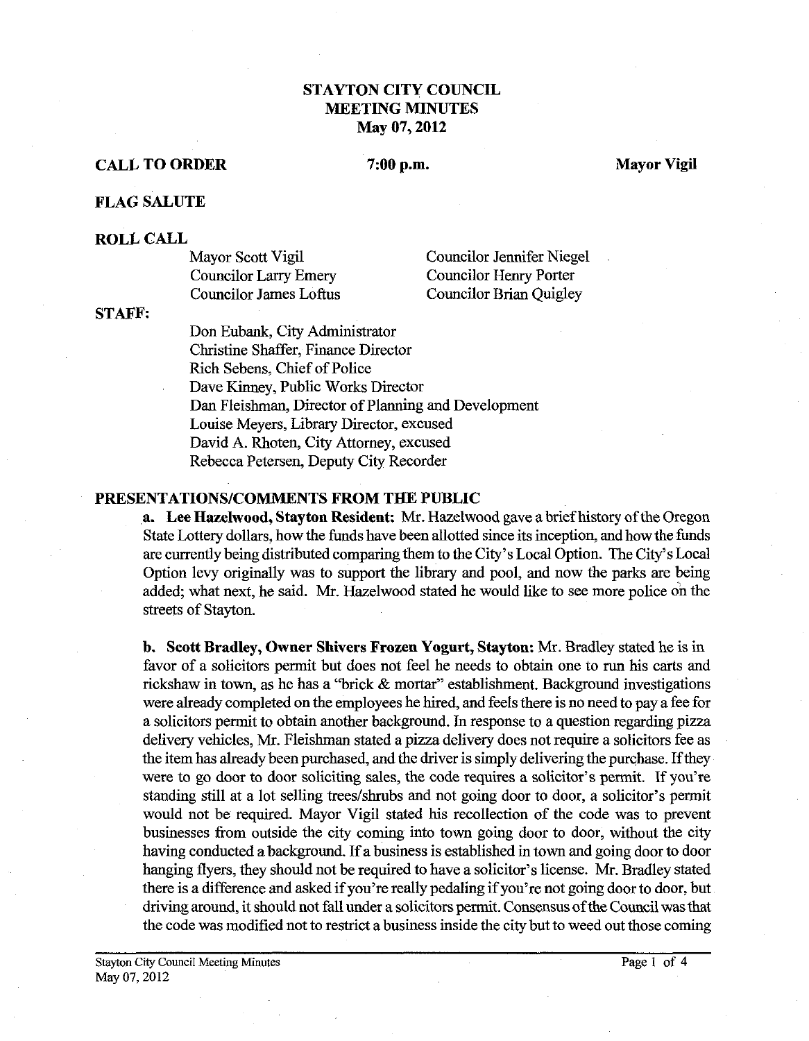# STAYTON CITY COUNCIL
# MEETING MINUTES
# May 07, 2012

**CALL TO ORDER** **7:00 p.m.** **Mayor Vigil**

**FLAG SALUTE**

**ROLL CALL**

| | |
|---|---|
| Mayor Scott Vigil | Councilor Jennifer Niegel |
| Councilor Larry Emery | Councilor Henry Porter |
| Councilor James Loftus | Councilor Brian Quigley |

**STAFF:**

Don Eubank, City Administrator
Christine Shaffer, Finance Director
Rich Sebens, Chief of Police
Dave Kinney, Public Works Director
Dan Fleishman, Director of Planning and Development
Louise Meyers, Library Director, excused
David A. Rhoten, City Attorney, excused
Rebecca Petersen, Deputy City Recorder

**PRESENTATIONS/COMMENTS FROM THE PUBLIC**

**a. Lee Hazelwood, Stayton Resident:** Mr. Hazelwood gave a brief history of the Oregon State Lottery dollars, how the funds have been allotted since its inception, and how the funds are currently being distributed comparing them to the City's Local Option. The City's Local Option levy originally was to support the library and pool, and now the parks are being added; what next, he said. Mr. Hazelwood stated he would like to see more police on the streets of Stayton.

**b. Scott Bradley, Owner Shivers Frozen Yogurt, Stayton:** Mr. Bradley stated he is in favor of a solicitors permit but does not feel he needs to obtain one to run his carts and rickshaw in town, as he has a "brick & mortar" establishment. Background investigations were already completed on the employees he hired, and feels there is no need to pay a fee for a solicitors permit to obtain another background. In response to a question regarding pizza delivery vehicles, Mr. Fleishman stated a pizza delivery does not require a solicitors fee as the item has already been purchased, and the driver is simply delivering the purchase. If they were to go door to door soliciting sales, the code requires a solicitor's permit. If you're standing still at a lot selling trees/shrubs and not going door to door, a solicitor's permit would not be required. Mayor Vigil stated his recollection of the code was to prevent businesses from outside the city coming into town going door to door, without the city having conducted a background. If a business is established in town and going door to door hanging flyers, they should not be required to have a solicitor's license. Mr. Bradley stated there is a difference and asked if you're really pedaling if you're not going door to door, but driving around, it should not fall under a solicitors permit. Consensus of the Council was that the code was modified not to restrict a business inside the city but to weed out those coming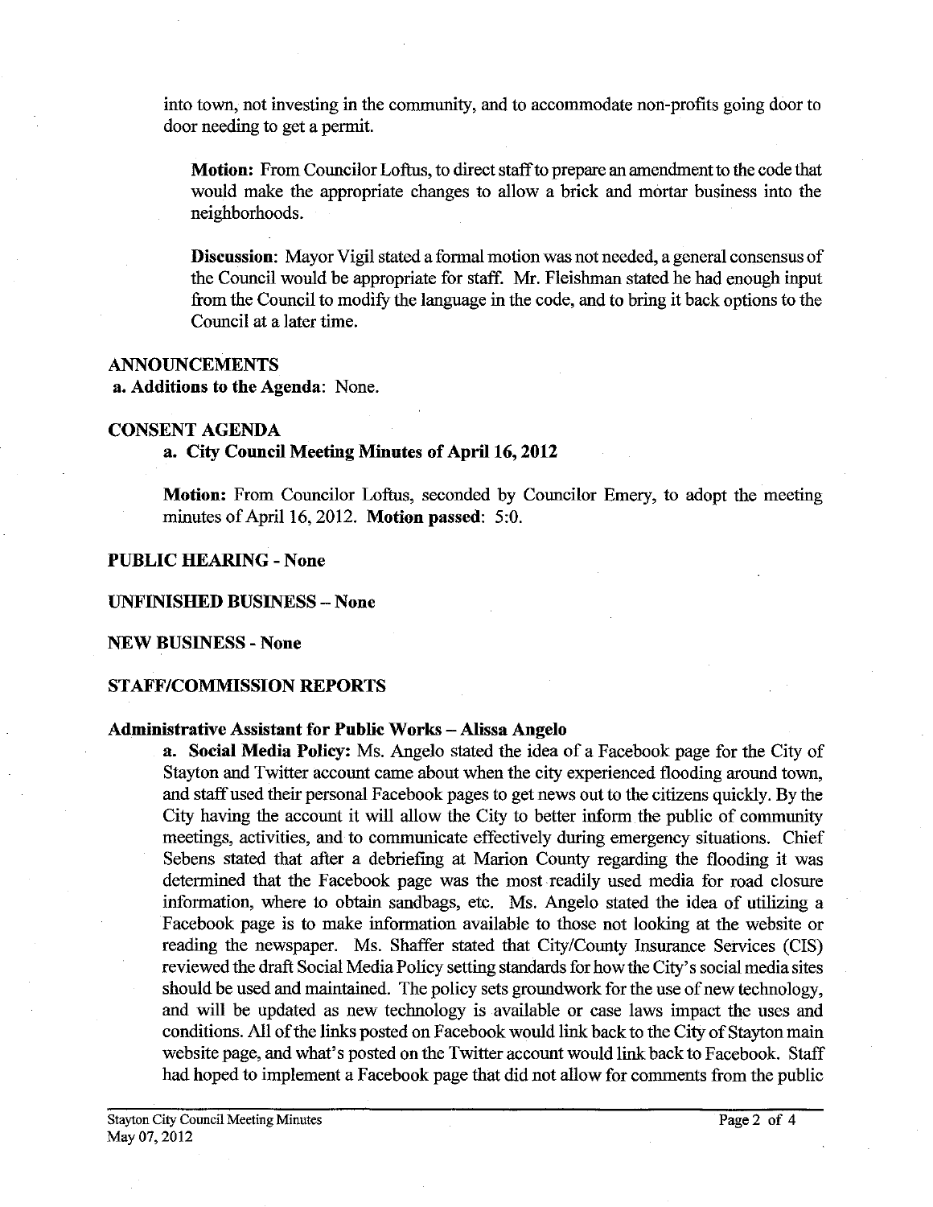into town, not investing in the community, and to accommodate non-profits going door to door needing to get a permit.

**Motion:** From Councilor Loftus, to direct staff to prepare an amendment to the code that would make the appropriate changes to allow a brick and mortar business into the neighborhoods.

**Discussion:** Mayor Vigil stated a formal motion was not needed, a general consensus of the Council would be appropriate for staff. Mr. Fleishman stated he had enough input from the Council to modify the language in the code, and to bring it back options to the Council at a later time.

## ANNOUNCEMENTS

**a. Additions to the Agenda**: None.

## CONSENT AGENDA

### a. City Council Meeting Minutes of April 16, 2012

**Motion:** From Councilor Loftus, seconded by Councilor Emery, to adopt the meeting minutes of April 16, 2012. **Motion passed**: 5:0.

## PUBLIC HEARING - None

## UNFINISHED BUSINESS – None

## NEW BUSINESS - None

## STAFF/COMMISSION REPORTS

### Administrative Assistant for Public Works – Alissa Angelo

**a. Social Media Policy:** Ms. Angelo stated the idea of a Facebook page for the City of Stayton and Twitter account came about when the city experienced flooding around town, and staff used their personal Facebook pages to get news out to the citizens quickly. By the City having the account it will allow the City to better inform the public of community meetings, activities, and to communicate effectively during emergency situations. Chief Sebens stated that after a debriefing at Marion County regarding the flooding it was determined that the Facebook page was the most readily used media for road closure information, where to obtain sandbags, etc. Ms. Angelo stated the idea of utilizing a Facebook page is to make information available to those not looking at the website or reading the newspaper. Ms. Shaffer stated that City/County Insurance Services (CIS) reviewed the draft Social Media Policy setting standards for how the City's social media sites should be used and maintained. The policy sets groundwork for the use of new technology, and will be updated as new technology is available or case laws impact the uses and conditions. All of the links posted on Facebook would link back to the City of Stayton main website page, and what's posted on the Twitter account would link back to Facebook. Staff had hoped to implement a Facebook page that did not allow for comments from the public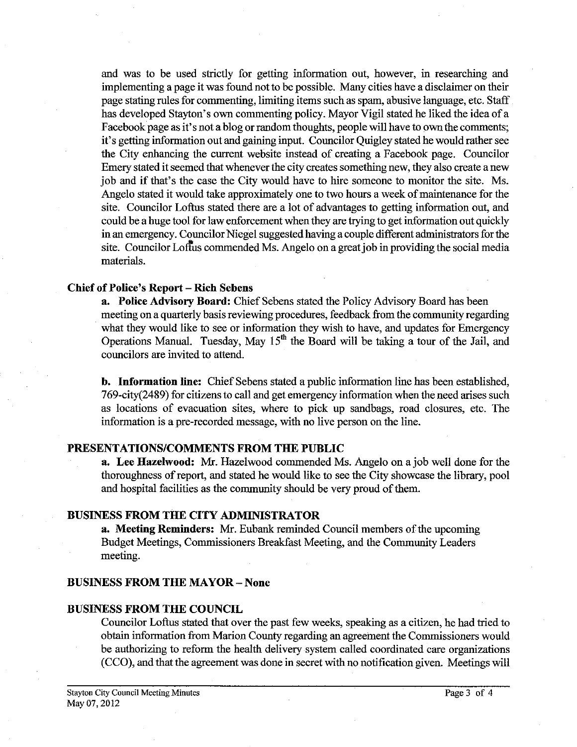and was to be used strictly for getting information out, however, in researching and implementing a page it was found not to be possible. Many cities have a disclaimer on their page stating rules for commenting, limiting items such as spam, abusive language, etc. Staff has developed Stayton's own commenting policy. Mayor Vigil stated he liked the idea of a Facebook page as it's not a blog or random thoughts, people will have to own the comments; it's getting information out and gaining input. Councilor Quigley stated he would rather see the City enhancing the current website instead of creating a Facebook page. Councilor Emery stated it seemed that whenever the city creates something new, they also create a new job and if that's the case the City would have to hire someone to monitor the site. Ms. Angelo stated it would take approximately one to two hours a week of maintenance for the site. Councilor Loftus stated there are a lot of advantages to getting information out, and could be a huge tool for law enforcement when they are trying to get information out quickly in an emergency. Councilor Niegel suggested having a couple different administrators for the site. Councilor Loftus commended Ms. Angelo on a great job in providing the social media materials.

### Chief of Police's Report – Rich Sebens

**a. Police Advisory Board:** Chief Sebens stated the Policy Advisory Board has been meeting on a quarterly basis reviewing procedures, feedback from the community regarding what they would like to see or information they wish to have, and updates for Emergency Operations Manual. Tuesday, May 15th the Board will be taking a tour of the Jail, and councilors are invited to attend.

**b. Information line:** Chief Sebens stated a public information line has been established, 769-city(2489) for citizens to call and get emergency information when the need arises such as locations of evacuation sites, where to pick up sandbags, road closures, etc. The information is a pre-recorded message, with no live person on the line.

### PRESENTATIONS/COMMENTS FROM THE PUBLIC

**a. Lee Hazelwood:** Mr. Hazelwood commended Ms. Angelo on a job well done for the thoroughness of report, and stated he would like to see the City showcase the library, pool and hospital facilities as the community should be very proud of them.

### BUSINESS FROM THE CITY ADMINISTRATOR

**a. Meeting Reminders:** Mr. Eubank reminded Council members of the upcoming Budget Meetings, Commissioners Breakfast Meeting, and the Community Leaders meeting.

### BUSINESS FROM THE MAYOR – None

### BUSINESS FROM THE COUNCIL

Councilor Loftus stated that over the past few weeks, speaking as a citizen, he had tried to obtain information from Marion County regarding an agreement the Commissioners would be authorizing to reform the health delivery system called coordinated care organizations (CCO), and that the agreement was done in secret with no notification given. Meetings will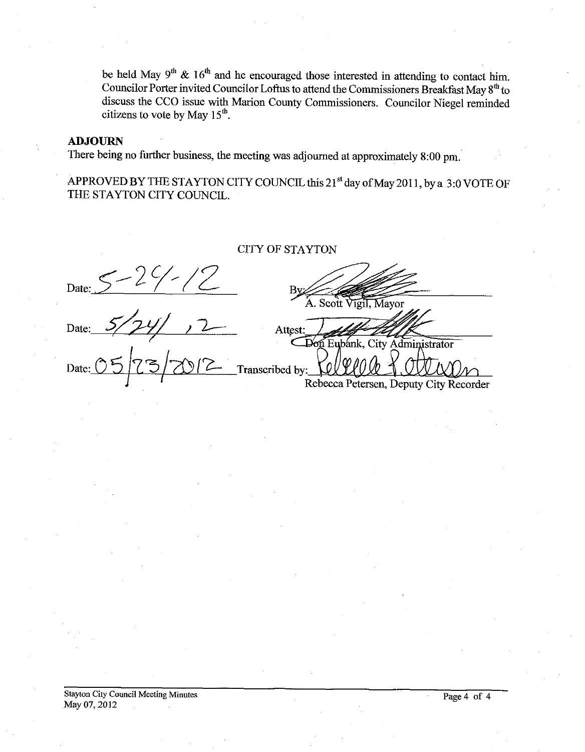be held May 9th & 16th and he encouraged those interested in attending to contact him. Councilor Porter invited Councilor Loftus to attend the Commissioners Breakfast May 8th to discuss the CCO issue with Marion County Commissioners. Councilor Niegel reminded citizens to vote by May 15th.

**ADJOURN**

There being no further business, the meeting was adjourned at approximately 8:00 pm.

APPROVED BY THE STAYTON CITY COUNCIL this 21st day of May 2011, by a 3:0 VOTE OF THE STAYTON CITY COUNCIL.

CITY OF STAYTON

Date: 5-24-12 By: ________________________
A. Scott Vigil, Mayor

Date: 5/24/12 Attest: ________________________
Don Eubank, City Administrator

Date: 05/23/2012 Transcribed by: ________________________
Rebecca Petersen, Deputy City Recorder

Stayton City Council Meeting Minutes
May 07, 2012